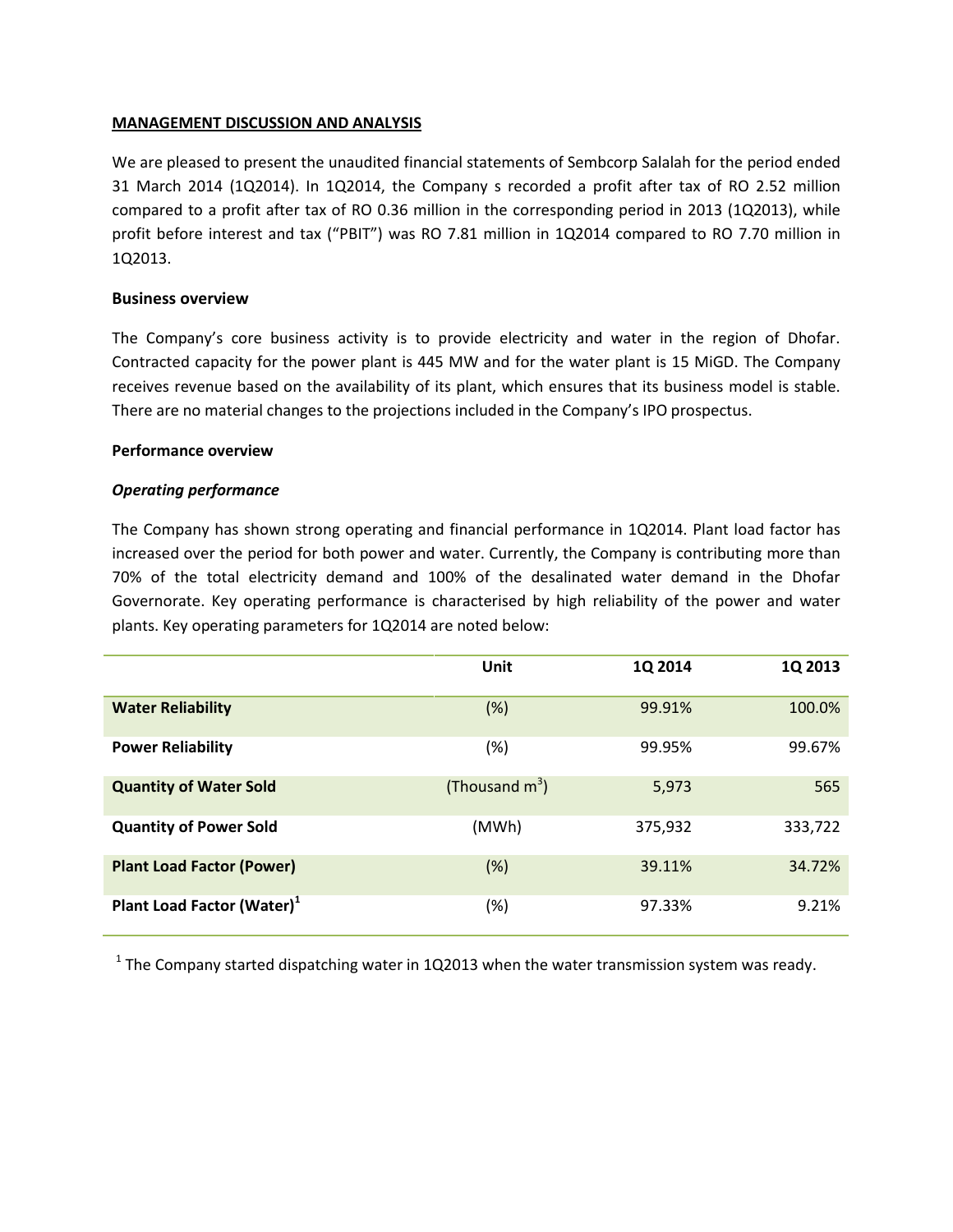## MANAGEMENT DISCUSSION AND ANALYSIS

We are pleased to present the unaudited financial statements of Sembcorp Salalah for the period ended 31 March 2014 (1Q2014). In 1Q2014, the Company s recorded a profit after tax of RO 2.52 million compared to a profit after tax of RO 0.36 million in the corresponding period in 2013 (1Q2013), while profit before interest and tax ("PBIT") was RO 7.81 million in 1Q2014 compared to RO 7.70 million in 1Q2013.

### Business overview

The Company's core business activity is to provide electricity and water in the region of Dhofar. Contracted capacity for the power plant is 445 MW and for the water plant is 15 MiGD. The Company receives revenue based on the availability of its plant, which ensures that its business model is stable. There are no material changes to the projections included in the Company's IPO prospectus.

### Performance overview

#### *Operating performance*

The Company has shown strong operating and financial performance in 1Q2014. Plant load factor has increased over the period for both power and water. Currently, the Company is contributing more than 70% of the total electricity demand and 100% of the desalinated water demand in the Dhofar Governorate. Key operating performance is characterised by high reliability of the power and water plants. Key operating parameters for 1Q2014 are noted below:

| | Unit | 1Q 2014 | 1Q 2013 |
|---|---|---|---|
| **Water Reliability** | (%) | 99.91% | 100.0% |
| **Power Reliability** | (%) | 99.95% | 99.67% |
| **Quantity of Water Sold** | (Thousand $m^3$) | 5,973 | 565 |
| **Quantity of Power Sold** | (MWh) | 375,932 | 333,722 |
| **Plant Load Factor (Power)** | (%) | 39.11% | 34.72% |
| **Plant Load Factor (Water)**[1] | (%) | 97.33% | 9.21% |

[1] The Company started dispatching water in 1Q2013 when the water transmission system was ready.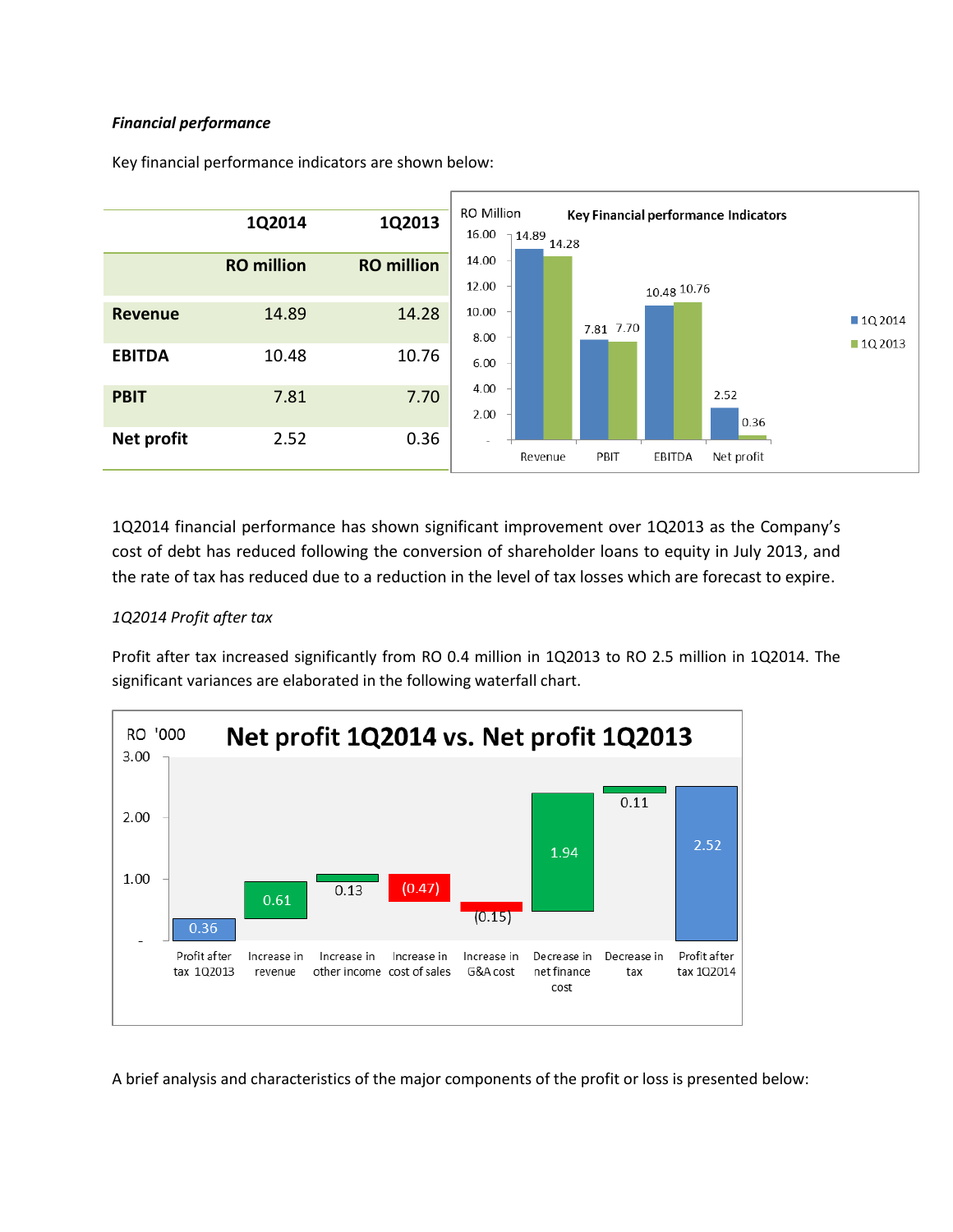*Financial performance*

Key financial performance indicators are shown below:

| | 1Q2014 | 1Q2013 |
|---|---|---|
| | RO million | RO million |
| **Revenue** | 14.89 | 14.28 |
| **EBITDA** | 10.48 | 10.76 |
| **PBIT** | 7.81 | 7.70 |
| **Net profit** | 2.52 | 0.36 |

1Q2014 financial performance has shown significant improvement over 1Q2013 as the Company's cost of debt has reduced following the conversion of shareholder loans to equity in July 2013, and the rate of tax has reduced due to a reduction in the level of tax losses which are forecast to expire.

*1Q2014 Profit after tax*

Profit after tax increased significantly from RO 0.4 million in 1Q2013 to RO 2.5 million in 1Q2014. The significant variances are elaborated in the following waterfall chart.

A brief analysis and characteristics of the major components of the profit or loss is presented below: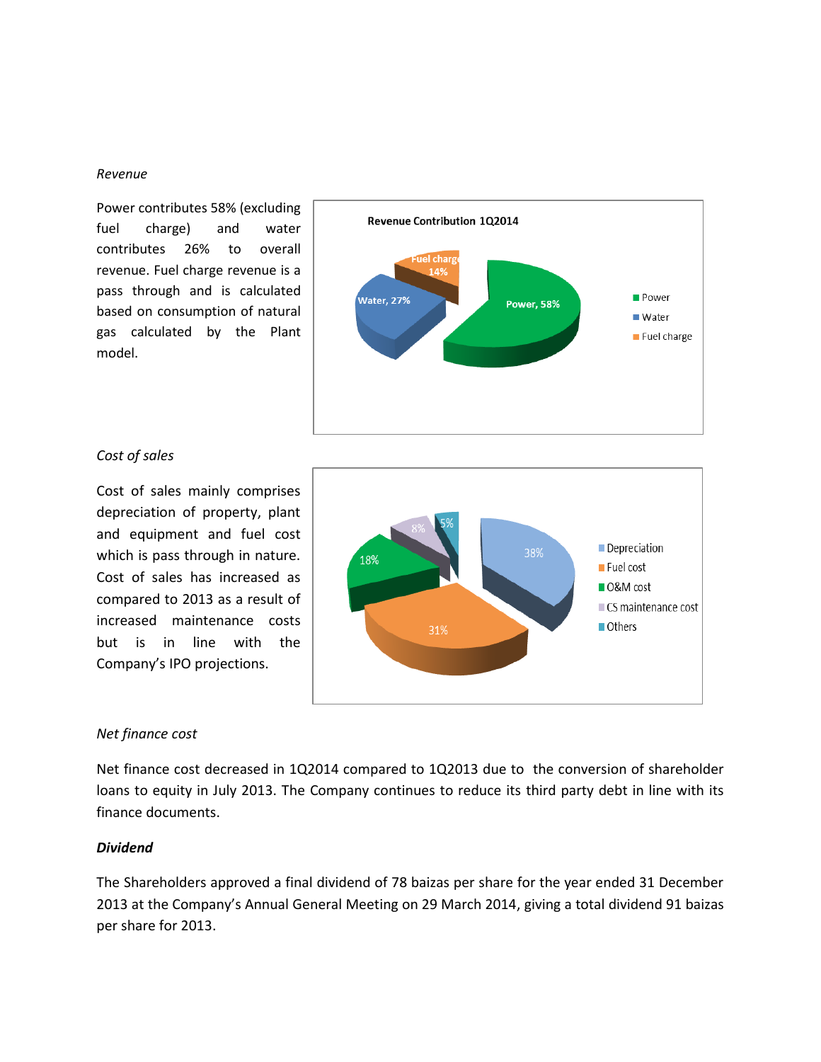*Revenue*

Power contributes 58% (excluding fuel charge) and water contributes 26% to overall revenue. Fuel charge revenue is a pass through and is calculated based on consumption of natural gas calculated by the Plant model.

**Revenue Contribution 1Q2014**

| Category | Share |
|---|---|
| Power | 58% |
| Water | 27% |
| Fuel charge | 14% |

*Cost of sales*

Cost of sales mainly comprises depreciation of property, plant and equipment and fuel cost which is pass through in nature. Cost of sales has increased as compared to 2013 as a result of increased maintenance costs but is in line with the Company's IPO projections.

| Category | Share |
|---|---|
| Depreciation | 38% |
| Fuel cost | 31% |
| O&M cost | 18% |
| CS maintenance cost | 8% |
| Others | 5% |

*Net finance cost*

Net finance cost decreased in 1Q2014 compared to 1Q2013 due to the conversion of shareholder loans to equity in July 2013. The Company continues to reduce its third party debt in line with its finance documents.

***Dividend***

The Shareholders approved a final dividend of 78 baizas per share for the year ended 31 December 2013 at the Company's Annual General Meeting on 29 March 2014, giving a total dividend 91 baizas per share for 2013.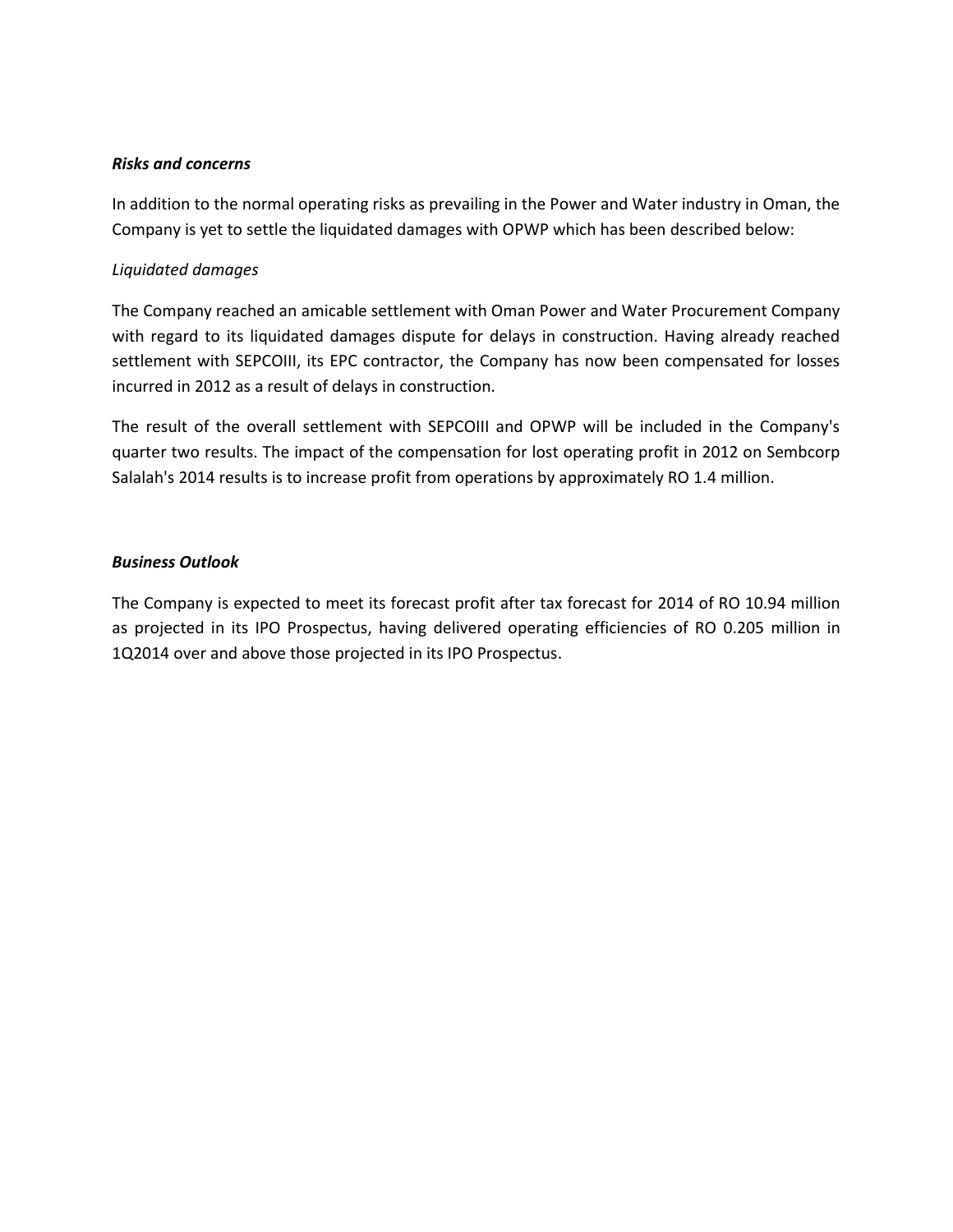***Risks and concerns***

In addition to the normal operating risks as prevailing in the Power and Water industry in Oman, the Company is yet to settle the liquidated damages with OPWP which has been described below:

*Liquidated damages*

The Company reached an amicable settlement with Oman Power and Water Procurement Company with regard to its liquidated damages dispute for delays in construction. Having already reached settlement with SEPCOIII, its EPC contractor, the Company has now been compensated for losses incurred in 2012 as a result of delays in construction.

The result of the overall settlement with SEPCOIII and OPWP will be included in the Company's quarter two results. The impact of the compensation for lost operating profit in 2012 on Sembcorp Salalah's 2014 results is to increase profit from operations by approximately RO 1.4 million.

***Business Outlook***

The Company is expected to meet its forecast profit after tax forecast for 2014 of RO 10.94 million as projected in its IPO Prospectus, having delivered operating efficiencies of RO 0.205 million in 1Q2014 over and above those projected in its IPO Prospectus.